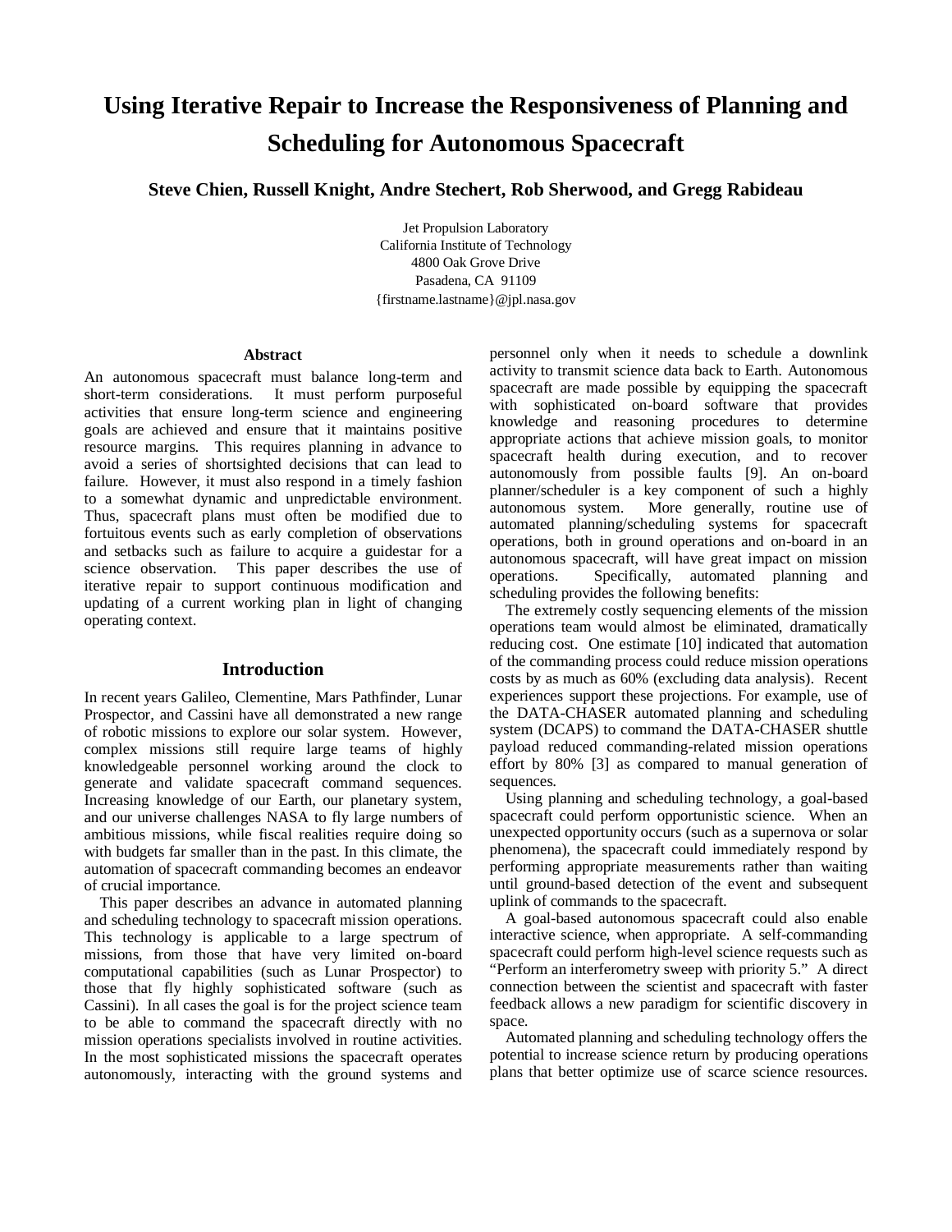# Using Iterative Repair to Increase the Responsiveness of Planning and Scheduling for Autonomous Spacecraft

**Steve Chien, Russell Knight, Andre Stechert, Rob Sherwood, and Gregg Rabideau**

Jet Propulsion Laboratory
California Institute of Technology
4800 Oak Grove Drive
Pasadena, CA 91109
{firstname.lastname}@jpl.nasa.gov

### Abstract

An autonomous spacecraft must balance long-term and short-term considerations. It must perform purposeful activities that ensure long-term science and engineering goals are achieved and ensure that it maintains positive resource margins. This requires planning in advance to avoid a series of shortsighted decisions that can lead to failure. However, it must also respond in a timely fashion to a somewhat dynamic and unpredictable environment. Thus, spacecraft plans must often be modified due to fortuitous events such as early completion of observations and setbacks such as failure to acquire a guidestar for a science observation. This paper describes the use of iterative repair to support continuous modification and updating of a current working plan in light of changing operating context.

## Introduction

In recent years Galileo, Clementine, Mars Pathfinder, Lunar Prospector, and Cassini have all demonstrated a new range of robotic missions to explore our solar system. However, complex missions still require large teams of highly knowledgeable personnel working around the clock to generate and validate spacecraft command sequences. Increasing knowledge of our Earth, our planetary system, and our universe challenges NASA to fly large numbers of ambitious missions, while fiscal realities require doing so with budgets far smaller than in the past. In this climate, the automation of spacecraft commanding becomes an endeavor of crucial importance.

This paper describes an advance in automated planning and scheduling technology to spacecraft mission operations. This technology is applicable to a large spectrum of missions, from those that have very limited on-board computational capabilities (such as Lunar Prospector) to those that fly highly sophisticated software (such as Cassini). In all cases the goal is for the project science team to be able to command the spacecraft directly with no mission operations specialists involved in routine activities. In the most sophisticated missions the spacecraft operates autonomously, interacting with the ground systems and personnel only when it needs to schedule a downlink activity to transmit science data back to Earth. Autonomous spacecraft are made possible by equipping the spacecraft with sophisticated on-board software that provides knowledge and reasoning procedures to determine appropriate actions that achieve mission goals, to monitor spacecraft health during execution, and to recover autonomously from possible faults [9]. An on-board planner/scheduler is a key component of such a highly autonomous system. More generally, routine use of automated planning/scheduling systems for spacecraft operations, both in ground operations and on-board in an autonomous spacecraft, will have great impact on mission operations. Specifically, automated planning and scheduling provides the following benefits:

The extremely costly sequencing elements of the mission operations team would almost be eliminated, dramatically reducing cost. One estimate [10] indicated that automation of the commanding process could reduce mission operations costs by as much as 60% (excluding data analysis). Recent experiences support these projections. For example, use of the DATA-CHASER automated planning and scheduling system (DCAPS) to command the DATA-CHASER shuttle payload reduced commanding-related mission operations effort by 80% [3] as compared to manual generation of sequences.

Using planning and scheduling technology, a goal-based spacecraft could perform opportunistic science. When an unexpected opportunity occurs (such as a supernova or solar phenomena), the spacecraft could immediately respond by performing appropriate measurements rather than waiting until ground-based detection of the event and subsequent uplink of commands to the spacecraft.

A goal-based autonomous spacecraft could also enable interactive science, when appropriate. A self-commanding spacecraft could perform high-level science requests such as "Perform an interferometry sweep with priority 5." A direct connection between the scientist and spacecraft with faster feedback allows a new paradigm for scientific discovery in space.

Automated planning and scheduling technology offers the potential to increase science return by producing operations plans that better optimize use of scarce science resources.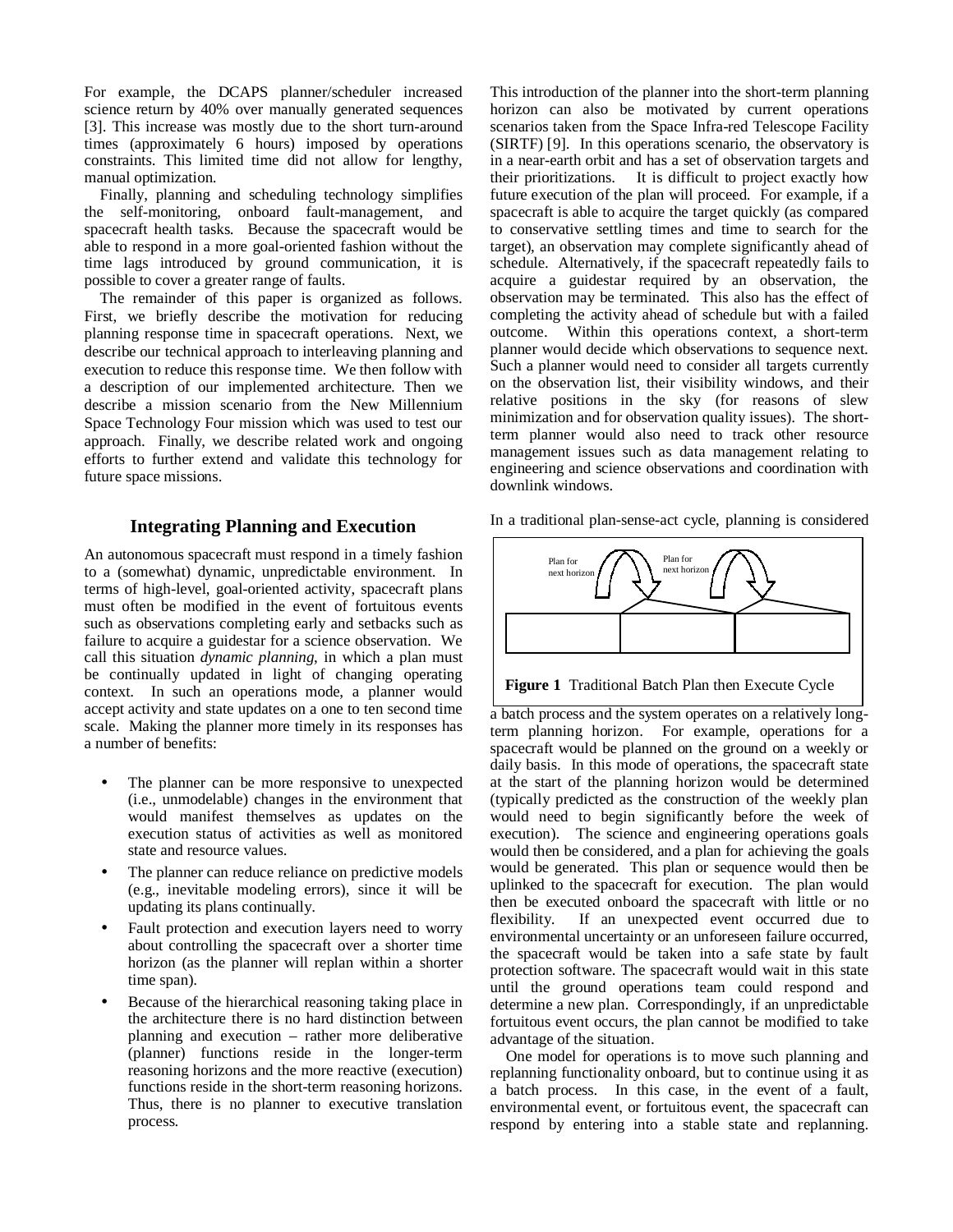For example, the DCAPS planner/scheduler increased science return by 40% over manually generated sequences [3]. This increase was mostly due to the short turn-around times (approximately 6 hours) imposed by operations constraints. This limited time did not allow for lengthy, manual optimization.

Finally, planning and scheduling technology simplifies the self-monitoring, onboard fault-management, and spacecraft health tasks. Because the spacecraft would be able to respond in a more goal-oriented fashion without the time lags introduced by ground communication, it is possible to cover a greater range of faults.

The remainder of this paper is organized as follows. First, we briefly describe the motivation for reducing planning response time in spacecraft operations. Next, we describe our technical approach to interleaving planning and execution to reduce this response time. We then follow with a description of our implemented architecture. Then we describe a mission scenario from the New Millennium Space Technology Four mission which was used to test our approach. Finally, we describe related work and ongoing efforts to further extend and validate this technology for future space missions.

## Integrating Planning and Execution

An autonomous spacecraft must respond in a timely fashion to a (somewhat) dynamic, unpredictable environment. In terms of high-level, goal-oriented activity, spacecraft plans must often be modified in the event of fortuitous events such as observations completing early and setbacks such as failure to acquire a guidestar for a science observation. We call this situation *dynamic planning*, in which a plan must be continually updated in light of changing operating context. In such an operations mode, a planner would accept activity and state updates on a one to ten second time scale. Making the planner more timely in its responses has a number of benefits:

- The planner can be more responsive to unexpected (i.e., unmodelable) changes in the environment that would manifest themselves as updates on the execution status of activities as well as monitored state and resource values.
- The planner can reduce reliance on predictive models (e.g., inevitable modeling errors), since it will be updating its plans continually.
- Fault protection and execution layers need to worry about controlling the spacecraft over a shorter time horizon (as the planner will replan within a shorter time span).
- Because of the hierarchical reasoning taking place in the architecture there is no hard distinction between planning and execution – rather more deliberative (planner) functions reside in the longer-term reasoning horizons and the more reactive (execution) functions reside in the short-term reasoning horizons. Thus, there is no planner to executive translation process.

This introduction of the planner into the short-term planning horizon can also be motivated by current operations scenarios taken from the Space Infra-red Telescope Facility (SIRTF) [9]. In this operations scenario, the observatory is in a near-earth orbit and has a set of observation targets and their prioritizations. It is difficult to project exactly how future execution of the plan will proceed. For example, if a spacecraft is able to acquire the target quickly (as compared to conservative settling times and time to search for the target), an observation may complete significantly ahead of schedule. Alternatively, if the spacecraft repeatedly fails to acquire a guidestar required by an observation, the observation may be terminated. This also has the effect of completing the activity ahead of schedule but with a failed outcome. Within this operations context, a short-term planner would decide which observations to sequence next. Such a planner would need to consider all targets currently on the observation list, their visibility windows, and their relative positions in the sky (for reasons of slew minimization and for observation quality issues). The short-term planner would also need to track other resource management issues such as data management relating to engineering and science observations and coordination with downlink windows.

In a traditional plan-sense-act cycle, planning is considered a batch process and the system operates on a relatively long-term planning horizon. For example, operations for a spacecraft would be planned on the ground on a weekly or daily basis. In this mode of operations, the spacecraft state at the start of the planning horizon would be determined (typically predicted as the construction of the weekly plan would need to begin significantly before the week of execution). The science and engineering operations goals would then be considered, and a plan for achieving the goals would be generated. This plan or sequence would then be uplinked to the spacecraft for execution. The plan would then be executed onboard the spacecraft with little or no flexibility. If an unexpected event occurred due to environmental uncertainty or an unforeseen failure occurred, the spacecraft would be taken into a safe state by fault protection software. The spacecraft would wait in this state until the ground operations team could respond and determine a new plan. Correspondingly, if an unpredictable fortuitous event occurs, the plan cannot be modified to take advantage of the situation.

Plan for next horizon

Plan for next horizon

**Figure 1** Traditional Batch Plan then Execute Cycle

One model for operations is to move such planning and replanning functionality onboard, but to continue using it as a batch process. In this case, in the event of a fault, environmental event, or fortuitous event, the spacecraft can respond by entering into a stable state and replanning.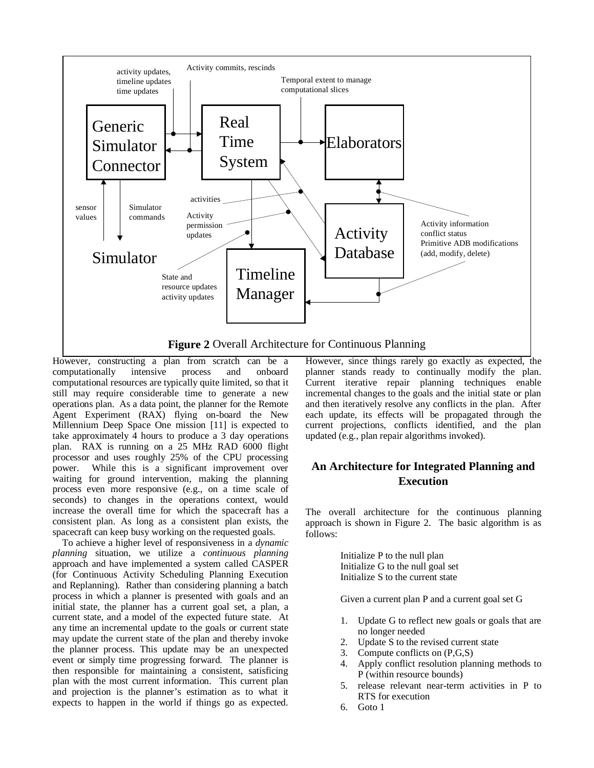**Figure 2** Overall Architecture for Continuous Planning

However, constructing a plan from scratch can be a computationally intensive process and onboard computational resources are typically quite limited, so that it still may require considerable time to generate a new operations plan. As a data point, the planner for the Remote Agent Experiment (RAX) flying on-board the New Millennium Deep Space One mission [11] is expected to take approximately 4 hours to produce a 3 day operations plan. RAX is running on a 25 MHz RAD 6000 flight processor and uses roughly 25% of the CPU processing power. While this is a significant improvement over waiting for ground intervention, making the planning process even more responsive (e.g., on a time scale of seconds) to changes in the operations context, would increase the overall time for which the spacecraft has a consistent plan. As long as a consistent plan exists, the spacecraft can keep busy working on the requested goals.

To achieve a higher level of responsiveness in a *dynamic planning* situation, we utilize a *continuous planning* approach and have implemented a system called CASPER (for Continuous Activity Scheduling Planning Execution and Replanning). Rather than considering planning a batch process in which a planner is presented with goals and an initial state, the planner has a current goal set, a plan, a current state, and a model of the expected future state. At any time an incremental update to the goals or current state may update the current state of the plan and thereby invoke the planner process. This update may be an unexpected event or simply time progressing forward. The planner is then responsible for maintaining a consistent, satisficing plan with the most current information. This current plan and projection is the planner's estimation as to what it expects to happen in the world if things go as expected. However, since things rarely go exactly as expected, the planner stands ready to continually modify the plan. Current iterative repair planning techniques enable incremental changes to the goals and the initial state or plan and then iteratively resolve any conflicts in the plan. After each update, its effects will be propagated through the current projections, conflicts identified, and the plan updated (e.g., plan repair algorithms invoked).

## An Architecture for Integrated Planning and Execution

The overall architecture for the continuous planning approach is shown in Figure 2. The basic algorithm is as follows:

Initialize P to the null plan
Initialize G to the null goal set
Initialize S to the current state

Given a current plan P and a current goal set G

1. Update G to reflect new goals or goals that are no longer needed
2. Update S to the revised current state
3. Compute conflicts on (P,G,S)
4. Apply conflict resolution planning methods to P (within resource bounds)
5. release relevant near-term activities in P to RTS for execution
6. Goto 1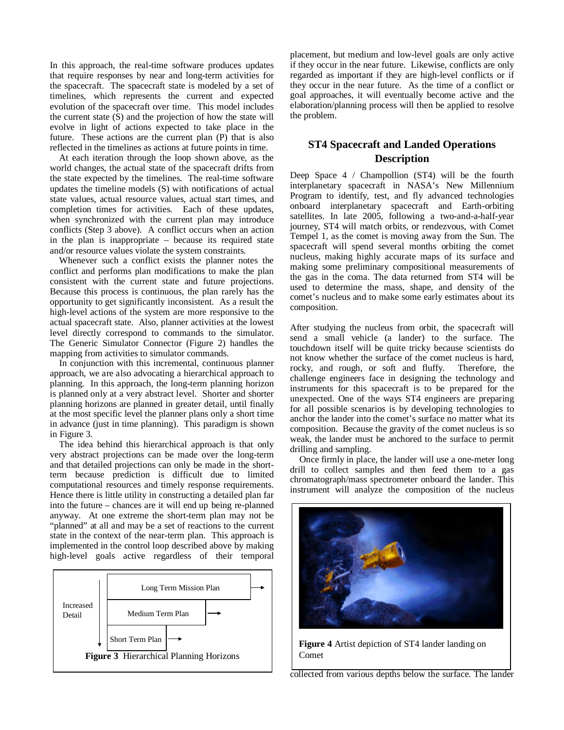In this approach, the real-time software produces updates that require responses by near and long-term activities for the spacecraft. The spacecraft state is modeled by a set of timelines, which represents the current and expected evolution of the spacecraft over time. This model includes the current state (S) and the projection of how the state will evolve in light of actions expected to take place in the future. These actions are the current plan (P) that is also reflected in the timelines as actions at future points in time.

At each iteration through the loop shown above, as the world changes, the actual state of the spacecraft drifts from the state expected by the timelines. The real-time software updates the timeline models (S) with notifications of actual state values, actual resource values, actual start times, and completion times for activities. Each of these updates, when synchronized with the current plan may introduce conflicts (Step 3 above). A conflict occurs when an action in the plan is inappropriate – because its required state and/or resource values violate the system constraints.

Whenever such a conflict exists the planner notes the conflict and performs plan modifications to make the plan consistent with the current state and future projections. Because this process is continuous, the plan rarely has the opportunity to get significantly inconsistent. As a result the high-level actions of the system are more responsive to the actual spacecraft state. Also, planner activities at the lowest level directly correspond to commands to the simulator. The Generic Simulator Connector (Figure 2) handles the mapping from activities to simulator commands.

In conjunction with this incremental, continuous planner approach, we are also advocating a hierarchical approach to planning. In this approach, the long-term planning horizon is planned only at a very abstract level. Shorter and shorter planning horizons are planned in greater detail, until finally at the most specific level the planner plans only a short time in advance (just in time planning). This paradigm is shown in Figure 3.

The idea behind this hierarchical approach is that only very abstract projections can be made over the long-term and that detailed projections can only be made in the short-term because prediction is difficult due to limited computational resources and timely response requirements. Hence there is little utility in constructing a detailed plan far into the future – chances are it will end up being re-planned anyway. At one extreme the short-term plan may not be "planned" at all and may be a set of reactions to the current state in the context of the near-term plan. This approach is implemented in the control loop described above by making high-level goals active regardless of their temporal placement, but medium and low-level goals are only active if they occur in the near future. Likewise, conflicts are only regarded as important if they are high-level conflicts or if they occur in the near future. As the time of a conflict or goal approaches, it will eventually become active and the elaboration/planning process will then be applied to resolve the problem.

Increased Detail

Long Term Mission Plan

Medium Term Plan

Short Term Plan

**Figure 3** Hierarchical Planning Horizons

## ST4 Spacecraft and Landed Operations Description

Deep Space 4 / Champollion (ST4) will be the fourth interplanetary spacecraft in NASA's New Millennium Program to identify, test, and fly advanced technologies onboard interplanetary spacecraft and Earth-orbiting satellites. In late 2005, following a two-and-a-half-year journey, ST4 will match orbits, or rendezvous, with Comet Tempel 1, as the comet is moving away from the Sun. The spacecraft will spend several months orbiting the comet nucleus, making highly accurate maps of its surface and making some preliminary compositional measurements of the gas in the coma. The data returned from ST4 will be used to determine the mass, shape, and density of the comet's nucleus and to make some early estimates about its composition.

After studying the nucleus from orbit, the spacecraft will send a small vehicle (a lander) to the surface. The touchdown itself will be quite tricky because scientists do not know whether the surface of the comet nucleus is hard, rocky, and rough, or soft and fluffy. Therefore, the challenge engineers face in designing the technology and instruments for this spacecraft is to be prepared for the unexpected. One of the ways ST4 engineers are preparing for all possible scenarios is by developing technologies to anchor the lander into the comet's surface no matter what its composition. Because the gravity of the comet nucleus is so weak, the lander must be anchored to the surface to permit drilling and sampling.

Once firmly in place, the lander will use a one-meter long drill to collect samples and then feed them to a gas chromatograph/mass spectrometer onboard the lander. This instrument will analyze the composition of the nucleus collected from various depths below the surface. The lander

**Figure 4** Artist depiction of ST4 lander landing on Comet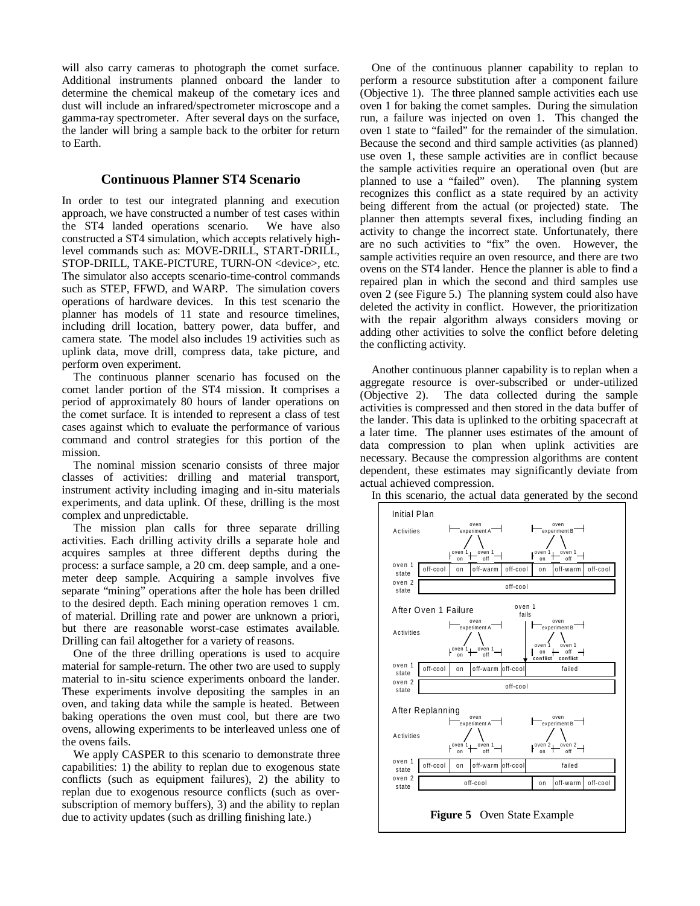will also carry cameras to photograph the comet surface. Additional instruments planned onboard the lander to determine the chemical makeup of the cometary ices and dust will include an infrared/spectrometer microscope and a gamma-ray spectrometer. After several days on the surface, the lander will bring a sample back to the orbiter for return to Earth.

## Continuous Planner ST4 Scenario

In order to test our integrated planning and execution approach, we have constructed a number of test cases within the ST4 landed operations scenario. We have also constructed a ST4 simulation, which accepts relatively high-level commands such as: MOVE-DRILL, START-DRILL, STOP-DRILL, TAKE-PICTURE, TURN-ON <device>, etc. The simulator also accepts scenario-time-control commands such as STEP, FFWD, and WARP. The simulation covers operations of hardware devices. In this test scenario the planner has models of 11 state and resource timelines, including drill location, battery power, data buffer, and camera state. The model also includes 19 activities such as uplink data, move drill, compress data, take picture, and perform oven experiment.

The continuous planner scenario has focused on the comet lander portion of the ST4 mission. It comprises a period of approximately 80 hours of lander operations on the comet surface. It is intended to represent a class of test cases against which to evaluate the performance of various command and control strategies for this portion of the mission.

The nominal mission scenario consists of three major classes of activities: drilling and material transport, instrument activity including imaging and in-situ materials experiments, and data uplink. Of these, drilling is the most complex and unpredictable.

The mission plan calls for three separate drilling activities. Each drilling activity drills a separate hole and acquires samples at three different depths during the process: a surface sample, a 20 cm. deep sample, and a one-meter deep sample. Acquiring a sample involves five separate "mining" operations after the hole has been drilled to the desired depth. Each mining operation removes 1 cm. of material. Drilling rate and power are unknown a priori, but there are reasonable worst-case estimates available. Drilling can fail altogether for a variety of reasons.

One of the three drilling operations is used to acquire material for sample-return. The other two are used to supply material to in-situ science experiments onboard the lander. These experiments involve depositing the samples in an oven, and taking data while the sample is heated. Between baking operations the oven must cool, but there are two ovens, allowing experiments to be interleaved unless one of the ovens fails.

We apply CASPER to this scenario to demonstrate three capabilities: 1) the ability to replan due to exogenous state conflicts (such as equipment failures), 2) the ability to replan due to exogenous resource conflicts (such as over-subscription of memory buffers), 3) and the ability to replan due to activity updates (such as drilling finishing late.)

One of the continuous planner capability to replan to perform a resource substitution after a component failure (Objective 1). The three planned sample activities each use oven 1 for baking the comet samples. During the simulation run, a failure was injected on oven 1. This changed the oven 1 state to "failed" for the remainder of the simulation. Because the second and third sample activities (as planned) use oven 1, these sample activities are in conflict because the sample activities require an operational oven (but are planned to use a "failed" oven). The planning system recognizes this conflict as a state required by an activity being different from the actual (or projected) state. The planner then attempts several fixes, including finding an activity to change the incorrect state. Unfortunately, there are no such activities to "fix" the oven. However, the sample activities require an oven resource, and there are two ovens on the ST4 lander. Hence the planner is able to find a repaired plan in which the second and third samples use oven 2 (see Figure 5.) The planning system could also have deleted the activity in conflict. However, the prioritization with the repair algorithm always considers moving or adding other activities to solve the conflict before deleting the conflicting activity.

Another continuous planner capability is to replan when a aggregate resource is over-subscribed or under-utilized (Objective 2). The data collected during the sample activities is compressed and then stored in the data buffer of the lander. This data is uplinked to the orbiting spacecraft at a later time. The planner uses estimates of the amount of data compression to plan when uplink activities are necessary. Because the compression algorithms are content dependent, these estimates may significantly deviate from actual achieved compression.

In this scenario, the actual data generated by the second

**Figure 5** Oven State Example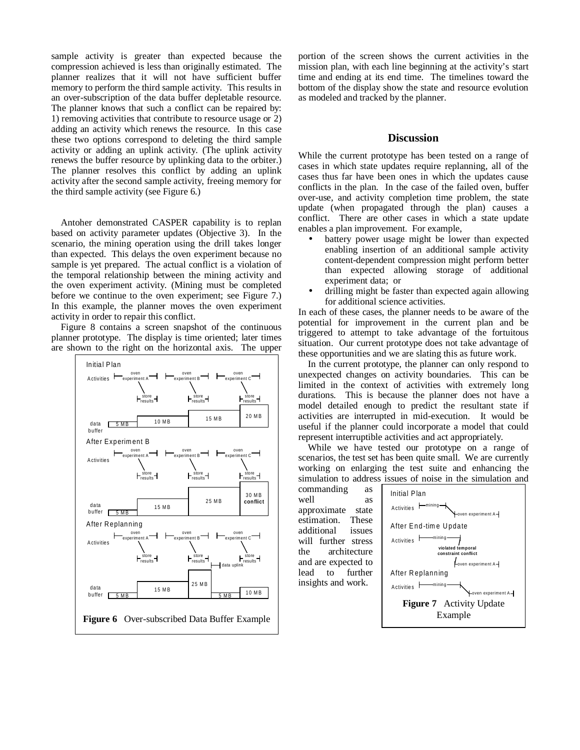sample activity is greater than expected because the compression achieved is less than originally estimated. The planner realizes that it will not have sufficient buffer memory to perform the third sample activity. This results in an over-subscription of the data buffer depletable resource. The planner knows that such a conflict can be repaired by: 1) removing activities that contribute to resource usage or 2) adding an activity which renews the resource. In this case these two options correspond to deleting the third sample activity or adding an uplink activity. (The uplink activity renews the buffer resource by uplinking data to the orbiter.) The planner resolves this conflict by adding an uplink activity after the second sample activity, freeing memory for the third sample activity (see Figure 6.)

Antoher demonstrated CASPER capability is to replan based on activity parameter updates (Objective 3). In the scenario, the mining operation using the drill takes longer than expected. This delays the oven experiment because no sample is yet prepared. The actual conflict is a violation of the temporal relationship between the mining activity and the oven experiment activity. (Mining must be completed before we continue to the oven experiment; see Figure 7.) In this example, the planner moves the oven experiment activity in order to repair this conflict.

Figure 8 contains a screen snapshot of the continuous planner prototype. The display is time oriented; later times are shown to the right on the horizontal axis. The upper portion of the screen shows the current activities in the mission plan, with each line beginning at the activity's start time and ending at its end time. The timelines toward the bottom of the display show the state and resource evolution as modeled and tracked by the planner.

**Figure 6** Over-subscribed Data Buffer Example

## Discussion

While the current prototype has been tested on a range of cases in which state updates require replanning, all of the cases thus far have been ones in which the updates cause conflicts in the plan. In the case of the failed oven, buffer over-use, and activity completion time problem, the state update (when propagated through the plan) causes a conflict. There are other cases in which a state update enables a plan improvement. For example,

- battery power usage might be lower than expected enabling insertion of an additional sample activity content-dependent compression might perform better than expected allowing storage of additional experiment data; or
- drilling might be faster than expected again allowing for additional science activities.

In each of these cases, the planner needs to be aware of the potential for improvement in the current plan and be triggered to attempt to take advantage of the fortuitous situation. Our current prototype does not take advantage of these opportunities and we are slating this as future work.

In the current prototype, the planner can only respond to unexpected changes on activity boundaries. This can be limited in the context of activities with extremely long durations. This is because the planner does not have a model detailed enough to predict the resultant state if activities are interrupted in mid-execution. It would be useful if the planner could incorporate a model that could represent interruptible activities and act appropriately.

While we have tested our prototype on a range of scenarios, the test set has been quite small. We are currently working on enlarging the test suite and enhancing the simulation to address issues of noise in the simulation and commanding as well as approximate state estimation. These additional issues will further stress the architecture and are expected to lead to further insights and work.

**Figure 7** Activity Update Example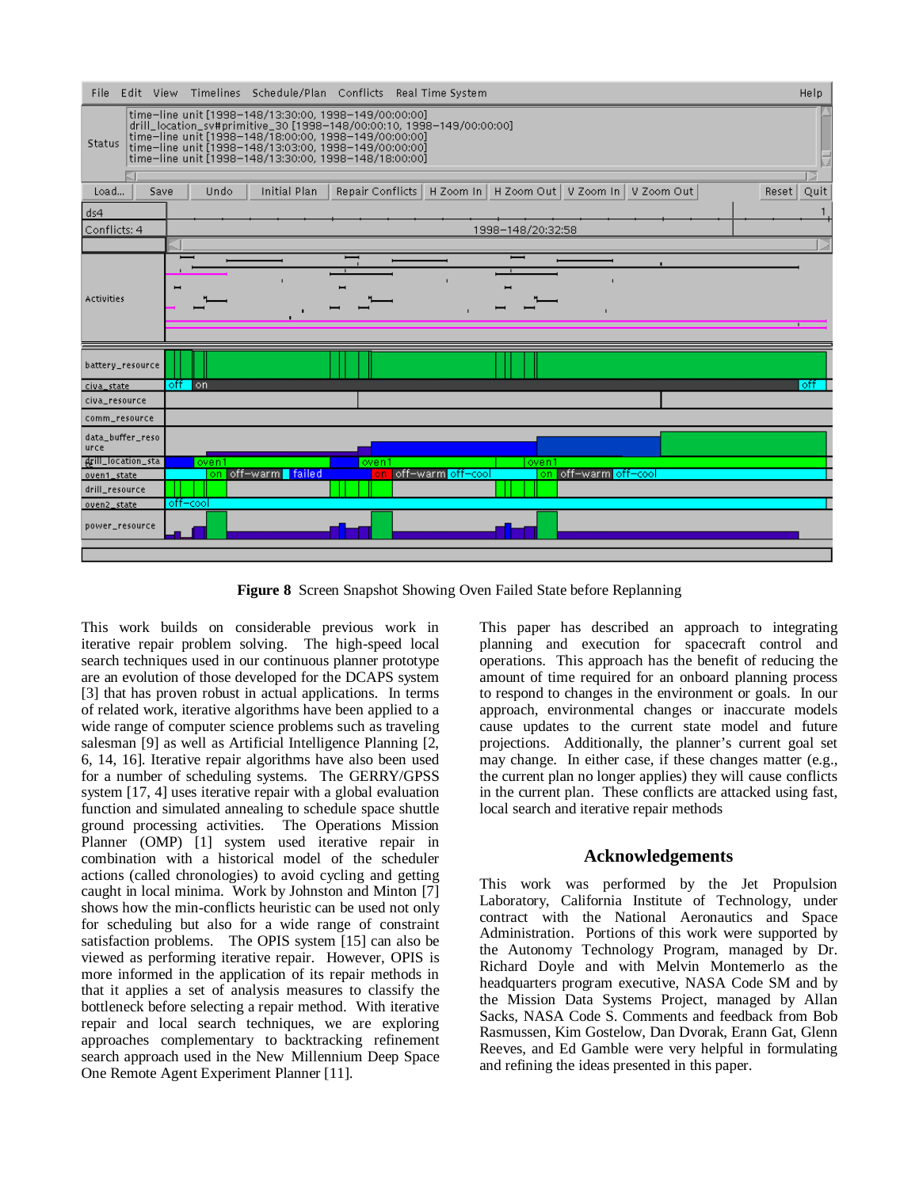**Figure 8** Screen Snapshot Showing Oven Failed State before Replanning

This work builds on considerable previous work in iterative repair problem solving. The high-speed local search techniques used in our continuous planner prototype are an evolution of those developed for the DCAPS system [3] that has proven robust in actual applications. In terms of related work, iterative algorithms have been applied to a wide range of computer science problems such as traveling salesman [9] as well as Artificial Intelligence Planning [2, 6, 14, 16]. Iterative repair algorithms have also been used for a number of scheduling systems. The GERRY/GPSS system [17, 4] uses iterative repair with a global evaluation function and simulated annealing to schedule space shuttle ground processing activities. The Operations Mission Planner (OMP) [1] system used iterative repair in combination with a historical model of the scheduler actions (called chronologies) to avoid cycling and getting caught in local minima. Work by Johnston and Minton [7] shows how the min-conflicts heuristic can be used not only for scheduling but also for a wide range of constraint satisfaction problems. The OPIS system [15] can also be viewed as performing iterative repair. However, OPIS is more informed in the application of its repair methods in that it applies a set of analysis measures to classify the bottleneck before selecting a repair method. With iterative repair and local search techniques, we are exploring approaches complementary to backtracking refinement search approach used in the New Millennium Deep Space One Remote Agent Experiment Planner [11].

This paper has described an approach to integrating planning and execution for spacecraft control and operations. This approach has the benefit of reducing the amount of time required for an onboard planning process to respond to changes in the environment or goals. In our approach, environmental changes or inaccurate models cause updates to the current state model and future projections. Additionally, the planner's current goal set may change. In either case, if these changes matter (e.g., the current plan no longer applies) they will cause conflicts in the current plan. These conflicts are attacked using fast, local search and iterative repair methods

## Acknowledgements

This work was performed by the Jet Propulsion Laboratory, California Institute of Technology, under contract with the National Aeronautics and Space Administration. Portions of this work were supported by the Autonomy Technology Program, managed by Dr. Richard Doyle and with Melvin Montemerlo as the headquarters program executive, NASA Code SM and by the Mission Data Systems Project, managed by Allan Sacks, NASA Code S. Comments and feedback from Bob Rasmussen, Kim Gostelow, Dan Dvorak, Erann Gat, Glenn Reeves, and Ed Gamble were very helpful in formulating and refining the ideas presented in this paper.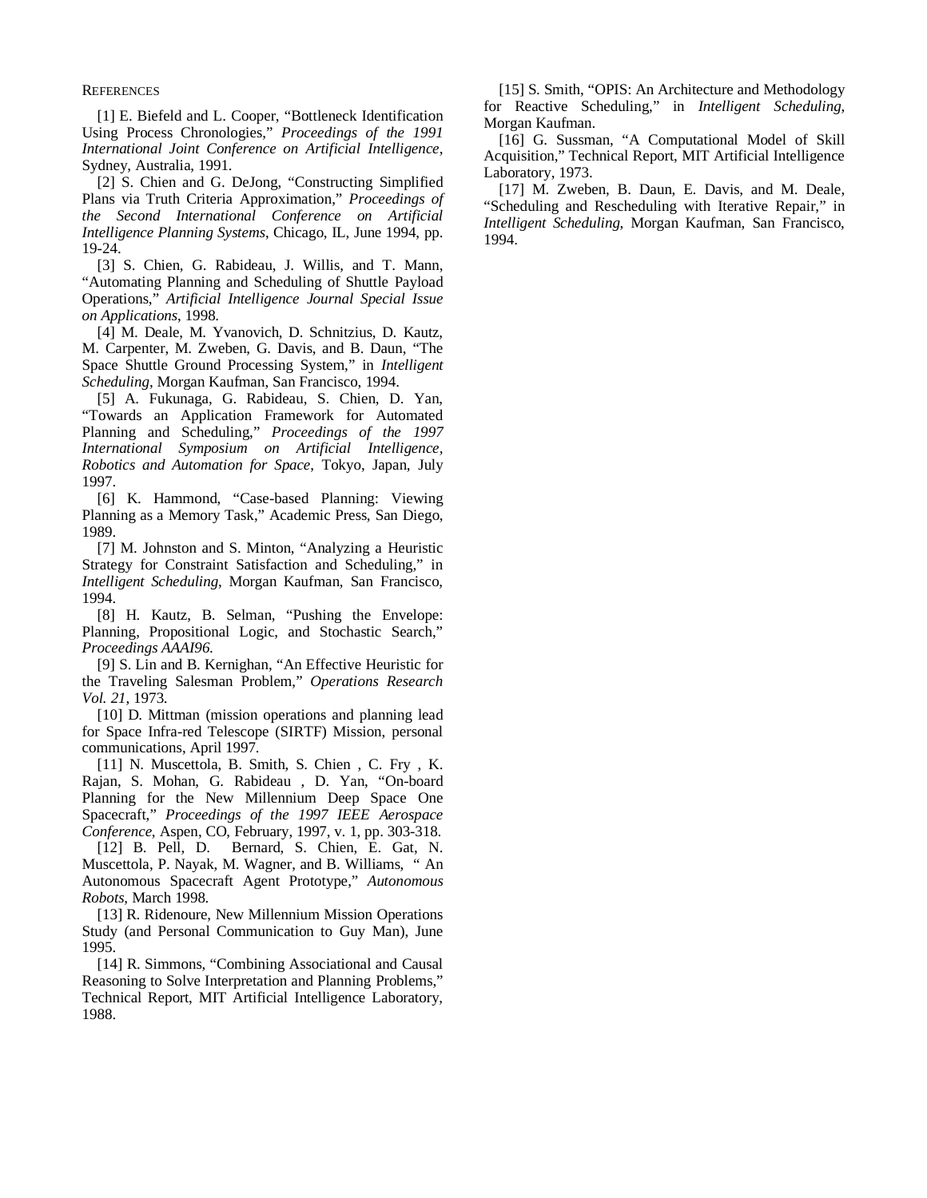## REFERENCES

[1] E. Biefeld and L. Cooper, "Bottleneck Identification Using Process Chronologies," *Proceedings of the 1991 International Joint Conference on Artificial Intelligence*, Sydney, Australia, 1991.

[2] S. Chien and G. DeJong, "Constructing Simplified Plans via Truth Criteria Approximation," *Proceedings of the Second International Conference on Artificial Intelligence Planning Systems*, Chicago, IL, June 1994, pp. 19-24.

[3] S. Chien, G. Rabideau, J. Willis, and T. Mann, "Automating Planning and Scheduling of Shuttle Payload Operations," *Artificial Intelligence Journal Special Issue on Applications*, 1998.

[4] M. Deale, M. Yvanovich, D. Schnitzius, D. Kautz, M. Carpenter, M. Zweben, G. Davis, and B. Daun, "The Space Shuttle Ground Processing System," in *Intelligent Scheduling*, Morgan Kaufman, San Francisco, 1994.

[5] A. Fukunaga, G. Rabideau, S. Chien, D. Yan, "Towards an Application Framework for Automated Planning and Scheduling," *Proceedings of the 1997 International Symposium on Artificial Intelligence, Robotics and Automation for Space*, Tokyo, Japan, July 1997.

[6] K. Hammond, "Case-based Planning: Viewing Planning as a Memory Task," Academic Press, San Diego, 1989.

[7] M. Johnston and S. Minton, "Analyzing a Heuristic Strategy for Constraint Satisfaction and Scheduling," in *Intelligent Scheduling*, Morgan Kaufman, San Francisco, 1994.

[8] H. Kautz, B. Selman, "Pushing the Envelope: Planning, Propositional Logic, and Stochastic Search," *Proceedings AAAI96.*

[9] S. Lin and B. Kernighan, "An Effective Heuristic for the Traveling Salesman Problem," *Operations Research Vol. 21*, 1973.

[10] D. Mittman (mission operations and planning lead for Space Infra-red Telescope (SIRTF) Mission, personal communications, April 1997.

[11] N. Muscettola, B. Smith, S. Chien , C. Fry , K. Rajan, S. Mohan, G. Rabideau , D. Yan, "On-board Planning for the New Millennium Deep Space One Spacecraft," *Proceedings of the 1997 IEEE Aerospace Conference*, Aspen, CO, February, 1997, v. 1, pp. 303-318.

[12] B. Pell, D. Bernard, S. Chien, E. Gat, N. Muscettola, P. Nayak, M. Wagner, and B. Williams, " An Autonomous Spacecraft Agent Prototype," *Autonomous Robots,* March 1998.

[13] R. Ridenoure, New Millennium Mission Operations Study (and Personal Communication to Guy Man), June 1995.

[14] R. Simmons, "Combining Associational and Causal Reasoning to Solve Interpretation and Planning Problems," Technical Report, MIT Artificial Intelligence Laboratory, 1988.

[15] S. Smith, "OPIS: An Architecture and Methodology for Reactive Scheduling," in *Intelligent Scheduling*, Morgan Kaufman.

[16] G. Sussman, "A Computational Model of Skill Acquisition," Technical Report, MIT Artificial Intelligence Laboratory, 1973.

[17] M. Zweben, B. Daun, E. Davis, and M. Deale, "Scheduling and Rescheduling with Iterative Repair," in *Intelligent Scheduling*, Morgan Kaufman, San Francisco, 1994.